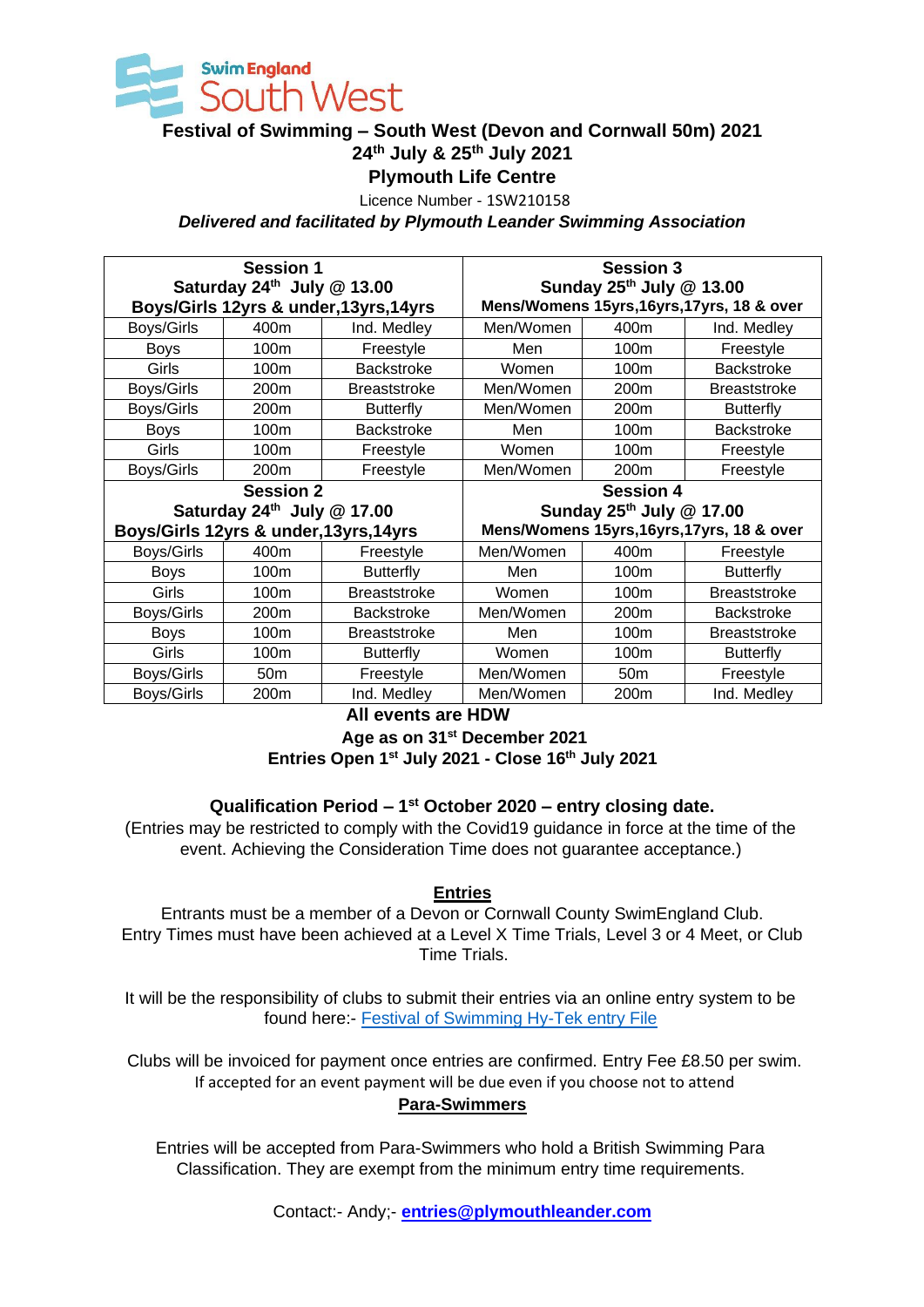Swim England South West

# Festival of Swimming – South West (Devon and Cornwall 50m) 2021

## 24th July & 25th July 2021

## Plymouth Life Centre

Licence Number - 1SW210158

***Delivered and facilitated by Plymouth Leander Swimming Association***

| **Session 1** | | | **Session 3** | | |
|---|---|---|---|---|---|
| **Saturday 24th July @ 13.00** | | | **Sunday 25th July @ 13.00** | | |
| **Boys/Girls 12yrs & under,13yrs,14yrs** | | | **Mens/Womens 15yrs,16yrs,17yrs, 18 & over** | | |
| Boys/Girls | 400m | Ind. Medley | Men/Women | 400m | Ind. Medley |
| Boys | 100m | Freestyle | Men | 100m | Freestyle |
| Girls | 100m | Backstroke | Women | 100m | Backstroke |
| Boys/Girls | 200m | Breaststroke | Men/Women | 200m | Breaststroke |
| Boys/Girls | 200m | Butterfly | Men/Women | 200m | Butterfly |
| Boys | 100m | Backstroke | Men | 100m | Backstroke |
| Girls | 100m | Freestyle | Women | 100m | Freestyle |
| Boys/Girls | 200m | Freestyle | Men/Women | 200m | Freestyle |
| **Session 2** | | | **Session 4** | | |
| **Saturday 24th July @ 17.00** | | | **Sunday 25th July @ 17.00** | | |
| **Boys/Girls 12yrs & under,13yrs,14yrs** | | | **Mens/Womens 15yrs,16yrs,17yrs, 18 & over** | | |
| Boys/Girls | 400m | Freestyle | Men/Women | 400m | Freestyle |
| Boys | 100m | Butterfly | Men | 100m | Butterfly |
| Girls | 100m | Breaststroke | Women | 100m | Breaststroke |
| Boys/Girls | 200m | Backstroke | Men/Women | 200m | Backstroke |
| Boys | 100m | Breaststroke | Men | 100m | Breaststroke |
| Girls | 100m | Butterfly | Women | 100m | Butterfly |
| Boys/Girls | 50m | Freestyle | Men/Women | 50m | Freestyle |
| Boys/Girls | 200m | Ind. Medley | Men/Women | 200m | Ind. Medley |

**All events are HDW**

**Age as on 31st December 2021**

**Entries Open 1st July 2021 - Close 16th July 2021**

**Qualification Period – 1st October 2020 – entry closing date.**

(Entries may be restricted to comply with the Covid19 guidance in force at the time of the event. Achieving the Consideration Time does not guarantee acceptance.)

**Entries**

Entrants must be a member of a Devon or Cornwall County SwimEngland Club. Entry Times must have been achieved at a Level X Time Trials, Level 3 or 4 Meet, or Club Time Trials.

It will be the responsibility of clubs to submit their entries via an online entry system to be found here:- Festival of Swimming Hy-Tek entry File

Clubs will be invoiced for payment once entries are confirmed. Entry Fee £8.50 per swim.
If accepted for an event payment will be due even if you choose not to attend

**Para-Swimmers**

Entries will be accepted from Para-Swimmers who hold a British Swimming Para Classification. They are exempt from the minimum entry time requirements.

Contact:- Andy;- **entries@plymouthleander.com**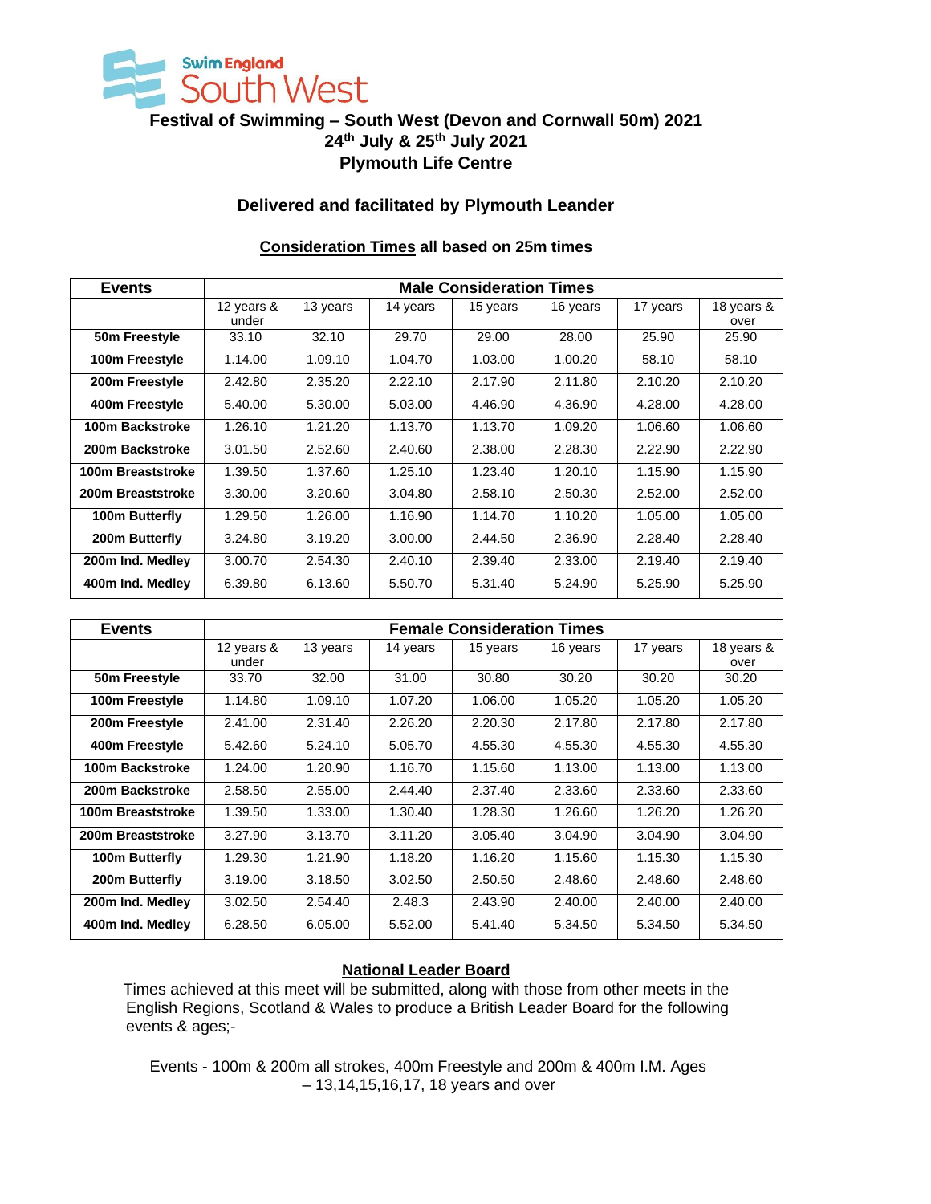Swim England South West

# Festival of Swimming – South West (Devon and Cornwall 50m) 2021

## 24th July & 25th July 2021

## Plymouth Life Centre

### Delivered and facilitated by Plymouth Leander

**Consideration Times all based on 25m times**

| Events | Male Consideration Times | | | | | | |
|---|---|---|---|---|---|---|---|
| | 12 years & under | 13 years | 14 years | 15 years | 16 years | 17 years | 18 years & over |
| **50m Freestyle** | 33.10 | 32.10 | 29.70 | 29.00 | 28.00 | 25.90 | 25.90 |
| **100m Freestyle** | 1.14.00 | 1.09.10 | 1.04.70 | 1.03.00 | 1.00.20 | 58.10 | 58.10 |
| **200m Freestyle** | 2.42.80 | 2.35.20 | 2.22.10 | 2.17.90 | 2.11.80 | 2.10.20 | 2.10.20 |
| **400m Freestyle** | 5.40.00 | 5.30.00 | 5.03.00 | 4.46.90 | 4.36.90 | 4.28.00 | 4.28.00 |
| **100m Backstroke** | 1.26.10 | 1.21.20 | 1.13.70 | 1.13.70 | 1.09.20 | 1.06.60 | 1.06.60 |
| **200m Backstroke** | 3.01.50 | 2.52.60 | 2.40.60 | 2.38.00 | 2.28.30 | 2.22.90 | 2.22.90 |
| **100m Breaststroke** | 1.39.50 | 1.37.60 | 1.25.10 | 1.23.40 | 1.20.10 | 1.15.90 | 1.15.90 |
| **200m Breaststroke** | 3.30.00 | 3.20.60 | 3.04.80 | 2.58.10 | 2.50.30 | 2.52.00 | 2.52.00 |
| **100m Butterfly** | 1.29.50 | 1.26.00 | 1.16.90 | 1.14.70 | 1.10.20 | 1.05.00 | 1.05.00 |
| **200m Butterfly** | 3.24.80 | 3.19.20 | 3.00.00 | 2.44.50 | 2.36.90 | 2.28.40 | 2.28.40 |
| **200m Ind. Medley** | 3.00.70 | 2.54.30 | 2.40.10 | 2.39.40 | 2.33.00 | 2.19.40 | 2.19.40 |
| **400m Ind. Medley** | 6.39.80 | 6.13.60 | 5.50.70 | 5.31.40 | 5.24.90 | 5.25.90 | 5.25.90 |

| Events | Female Consideration Times | | | | | | |
|---|---|---|---|---|---|---|---|
| | 12 years & under | 13 years | 14 years | 15 years | 16 years | 17 years | 18 years & over |
| **50m Freestyle** | 33.70 | 32.00 | 31.00 | 30.80 | 30.20 | 30.20 | 30.20 |
| **100m Freestyle** | 1.14.80 | 1.09.10 | 1.07.20 | 1.06.00 | 1.05.20 | 1.05.20 | 1.05.20 |
| **200m Freestyle** | 2.41.00 | 2.31.40 | 2.26.20 | 2.20.30 | 2.17.80 | 2.17.80 | 2.17.80 |
| **400m Freestyle** | 5.42.60 | 5.24.10 | 5.05.70 | 4.55.30 | 4.55.30 | 4.55.30 | 4.55.30 |
| **100m Backstroke** | 1.24.00 | 1.20.90 | 1.16.70 | 1.15.60 | 1.13.00 | 1.13.00 | 1.13.00 |
| **200m Backstroke** | 2.58.50 | 2.55.00 | 2.44.40 | 2.37.40 | 2.33.60 | 2.33.60 | 2.33.60 |
| **100m Breaststroke** | 1.39.50 | 1.33.00 | 1.30.40 | 1.28.30 | 1.26.60 | 1.26.20 | 1.26.20 |
| **200m Breaststroke** | 3.27.90 | 3.13.70 | 3.11.20 | 3.05.40 | 3.04.90 | 3.04.90 | 3.04.90 |
| **100m Butterfly** | 1.29.30 | 1.21.90 | 1.18.20 | 1.16.20 | 1.15.60 | 1.15.30 | 1.15.30 |
| **200m Butterfly** | 3.19.00 | 3.18.50 | 3.02.50 | 2.50.50 | 2.48.60 | 2.48.60 | 2.48.60 |
| **200m Ind. Medley** | 3.02.50 | 2.54.40 | 2.48.3 | 2.43.90 | 2.40.00 | 2.40.00 | 2.40.00 |
| **400m Ind. Medley** | 6.28.50 | 6.05.00 | 5.52.00 | 5.41.40 | 5.34.50 | 5.34.50 | 5.34.50 |

**National Leader Board**

Times achieved at this meet will be submitted, along with those from other meets in the English Regions, Scotland & Wales to produce a British Leader Board for the following events & ages;-

Events - 100m & 200m all strokes, 400m Freestyle and 200m & 400m I.M. Ages – 13,14,15,16,17, 18 years and over